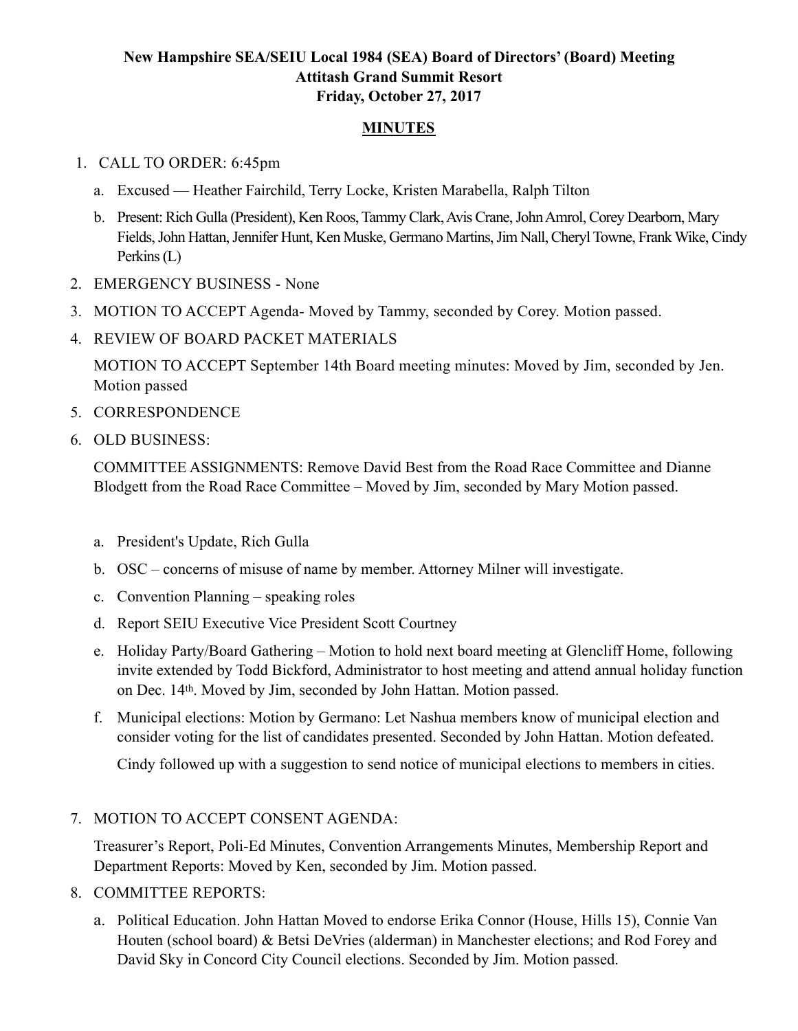**New Hampshire SEA/SEIU Local 1984 (SEA) Board of Directors' (Board) Meeting**
**Attitash Grand Summit Resort**
**Friday, October 27, 2017**

**MINUTES**

1. CALL TO ORDER: 6:45pm
   a. Excused — Heather Fairchild, Terry Locke, Kristen Marabella, Ralph Tilton
   b. Present: Rich Gulla (President), Ken Roos, Tammy Clark, Avis Crane, John Amrol, Corey Dearborn, Mary Fields, John Hattan, Jennifer Hunt, Ken Muske, Germano Martins, Jim Nall, Cheryl Towne, Frank Wike, Cindy Perkins (L)
2. EMERGENCY BUSINESS - None
3. MOTION TO ACCEPT Agenda- Moved by Tammy, seconded by Corey. Motion passed.
4. REVIEW OF BOARD PACKET MATERIALS

   MOTION TO ACCEPT September 14th Board meeting minutes: Moved by Jim, seconded by Jen. Motion passed
5. CORRESPONDENCE
6. OLD BUSINESS:

   COMMITTEE ASSIGNMENTS: Remove David Best from the Road Race Committee and Dianne Blodgett from the Road Race Committee – Moved by Jim, seconded by Mary Motion passed.

   a. President's Update, Rich Gulla
   b. OSC – concerns of misuse of name by member. Attorney Milner will investigate.
   c. Convention Planning – speaking roles
   d. Report SEIU Executive Vice President Scott Courtney
   e. Holiday Party/Board Gathering – Motion to hold next board meeting at Glencliff Home, following invite extended by Todd Bickford, Administrator to host meeting and attend annual holiday function on Dec. 14th. Moved by Jim, seconded by John Hattan. Motion passed.
   f. Municipal elections: Motion by Germano: Let Nashua members know of municipal election and consider voting for the list of candidates presented. Seconded by John Hattan. Motion defeated.

      Cindy followed up with a suggestion to send notice of municipal elections to members in cities.

7. MOTION TO ACCEPT CONSENT AGENDA:

   Treasurer's Report, Poli-Ed Minutes, Convention Arrangements Minutes, Membership Report and Department Reports: Moved by Ken, seconded by Jim. Motion passed.
8. COMMITTEE REPORTS:
   a. Political Education. John Hattan Moved to endorse Erika Connor (House, Hills 15), Connie Van Houten (school board) & Betsi DeVries (alderman) in Manchester elections; and Rod Forey and David Sky in Concord City Council elections. Seconded by Jim. Motion passed.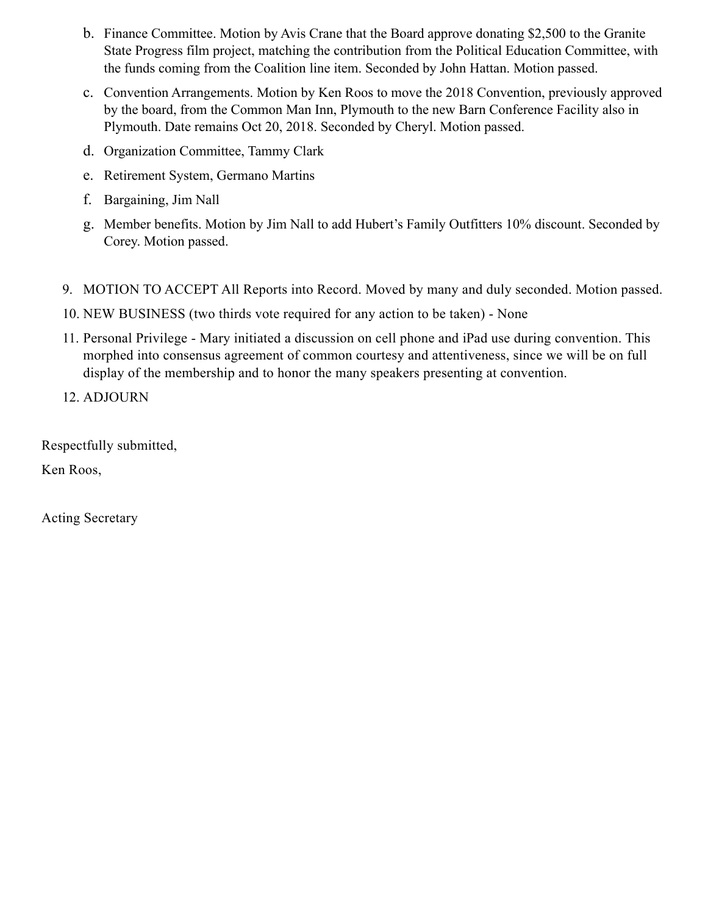b. Finance Committee. Motion by Avis Crane that the Board approve donating $2,500 to the Granite State Progress film project, matching the contribution from the Political Education Committee, with the funds coming from the Coalition line item. Seconded by John Hattan. Motion passed.

c. Convention Arrangements. Motion by Ken Roos to move the 2018 Convention, previously approved by the board, from the Common Man Inn, Plymouth to the new Barn Conference Facility also in Plymouth. Date remains Oct 20, 2018. Seconded by Cheryl. Motion passed.

d. Organization Committee, Tammy Clark

e. Retirement System, Germano Martins

f. Bargaining, Jim Nall

g. Member benefits. Motion by Jim Nall to add Hubert's Family Outfitters 10% discount. Seconded by Corey. Motion passed.

9. MOTION TO ACCEPT All Reports into Record. Moved by many and duly seconded. Motion passed.
10. NEW BUSINESS (two thirds vote required for any action to be taken) - None
11. Personal Privilege - Mary initiated a discussion on cell phone and iPad use during convention. This morphed into consensus agreement of common courtesy and attentiveness, since we will be on full display of the membership and to honor the many speakers presenting at convention.
12. ADJOURN

Respectfully submitted,

Ken Roos,

Acting Secretary